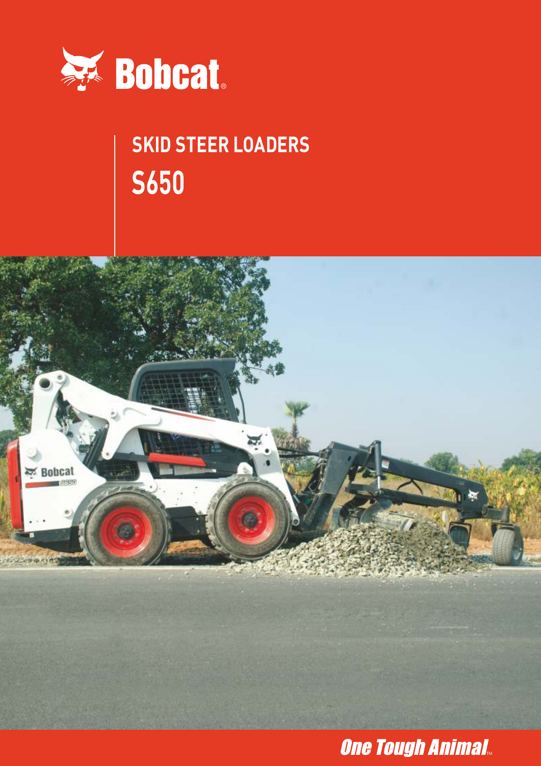Bobcat

# SKID STEER LOADERS

## S650

*One Tough Animal*™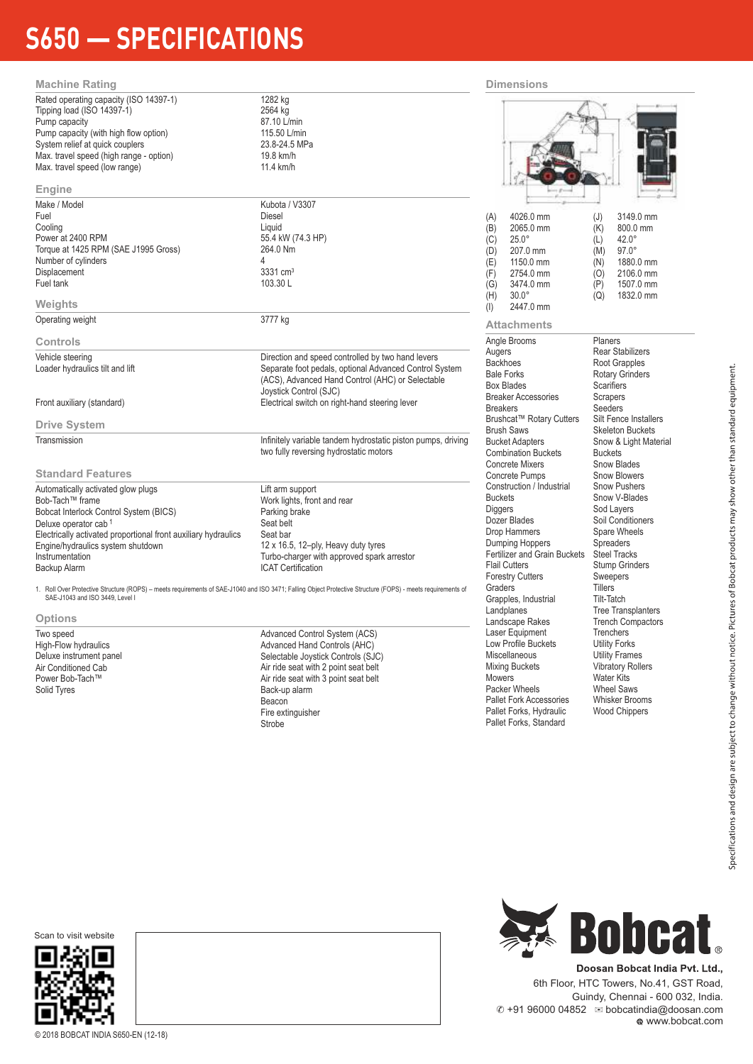# S650 — SPECIFICATIONS

## Machine Rating

| | |
|---|---|
| Rated operating capacity (ISO 14397-1) | 1282 kg |
| Tipping load (ISO 14397-1) | 2564 kg |
| Pump capacity | 87.10 L/min |
| Pump capacity (with high flow option) | 115.50 L/min |
| System relief at quick couplers | 23.8-24.5 MPa |
| Max. travel speed (high range - option) | 19.8 km/h |
| Max. travel speed (low range) | 11.4 km/h |

## Engine

| | |
|---|---|
| Make / Model | Kubota / V3307 |
| Fuel | Diesel |
| Cooling | Liquid |
| Power at 2400 RPM | 55.4 kW (74.3 HP) |
| Torque at 1425 RPM (SAE J1995 Gross) | 264.0 Nm |
| Number of cylinders | 4 |
| Displacement | 3331 $cm^3$ |
| Fuel tank | 103.30 L |

## Weights

| | |
|---|---|
| Operating weight | 3777 kg |

## Controls

| | |
|---|---|
| Vehicle steering | Direction and speed controlled by two hand levers |
| Loader hydraulics tilt and lift | Separate foot pedals, optional Advanced Control System (ACS), Advanced Hand Control (AHC) or Selectable Joystick Control (SJC) |
| Front auxiliary (standard) | Electrical switch on right-hand steering lever |

## Drive System

| | |
|---|---|
| Transmission | Infinitely variable tandem hydrostatic piston pumps, driving two fully reversing hydrostatic motors |

## Standard Features

- Automatically activated glow plugs
- Bob-Tach™ frame
- Bobcat Interlock Control System (BICS)
- Deluxe operator cab [1]
- Electrically activated proportional front auxiliary hydraulics
- Engine/hydraulics system shutdown
- Instrumentation
- Backup Alarm
- Lift arm support
- Work lights, front and rear
- Parking brake
- Seat belt
- Seat bar
- 12 x 16.5, 12–ply, Heavy duty tyres
- Turbo-charger with approved spark arrestor
- ICAT Certification

1. Roll Over Protective Structure (ROPS) – meets requirements of SAE-J1040 and ISO 3471; Falling Object Protective Structure (FOPS) - meets requirements of SAE-J1043 and ISO 3449, Level I

## Options

- Two speed
- High-Flow hydraulics
- Deluxe instrument panel
- Air Conditioned Cab
- Power Bob-Tach™
- Solid Tyres
- Advanced Control System (ACS)
- Advanced Hand Controls (AHC)
- Selectable Joystick Controls (SJC)
- Air ride seat with 2 point seat belt
- Air ride seat with 3 point seat belt
- Back-up alarm
- Beacon
- Fire extinguisher
- Strobe

## Dimensions

| | | | |
|---|---|---|---|
| (A) | 4026.0 mm | (J) | 3149.0 mm |
| (B) | 2065.0 mm | (K) | 800.0 mm |
| (C) | 25.0° | (L) | 42.0° |
| (D) | 207.0 mm | (M) | 97.0° |
| (E) | 1150.0 mm | (N) | 1880.0 mm |
| (F) | 2754.0 mm | (O) | 2106.0 mm |
| (G) | 3474.0 mm | (P) | 1507.0 mm |
| (H) | 30.0° | (Q) | 1832.0 mm |
| (I) | 2447.0 mm | | |

## Attachments

- Angle Brooms
- Augers
- Backhoes
- Bale Forks
- Box Blades
- Breaker Accessories
- Breakers
- Brushcat™ Rotary Cutters
- Brush Saws
- Bucket Adapters
- Combination Buckets
- Concrete Mixers
- Concrete Pumps
- Construction / Industrial Buckets
- Diggers
- Dozer Blades
- Drop Hammers
- Dumping Hoppers
- Fertilizer and Grain Buckets
- Flail Cutters
- Forestry Cutters
- Graders
- Grapples, Industrial
- Landplanes
- Landscape Rakes
- Laser Equipment
- Low Profile Buckets
- Miscellaneous
- Mixing Buckets
- Mowers
- Packer Wheels
- Pallet Fork Accessories
- Pallet Forks, Hydraulic
- Pallet Forks, Standard
- Planers
- Rear Stabilizers
- Root Grapples
- Rotary Grinders
- Scarifiers
- Scrapers
- Seeders
- Silt Fence Installers
- Skeleton Buckets
- Snow & Light Material Buckets
- Snow Blades
- Snow Blowers
- Snow Pushers
- Snow V-Blades
- Sod Layers
- Soil Conditioners
- Spare Wheels
- Spreaders
- Steel Tracks
- Stump Grinders
- Sweepers
- Tillers
- Tilt-Tatch
- Tree Transplanters
- Trench Compactors
- Trenchers
- Utility Forks
- Utility Frames
- Vibratory Rollers
- Water Kits
- Wheel Saws
- Whisker Brooms
- Wood Chippers

Specifications and design are subject to change without notice. Pictures of Bobcat products may show other than standard equipment.

Scan to visit website

Bobcat®

**Doosan Bobcat India Pvt. Ltd.,**
6th Floor, HTC Towers, No.41, GST Road,
Guindy, Chennai - 600 032, India.
+91 96000 04852 bobcatindia@doosan.com
www.bobcat.com

© 2018 BOBCAT INDIA S650-EN (12-18)